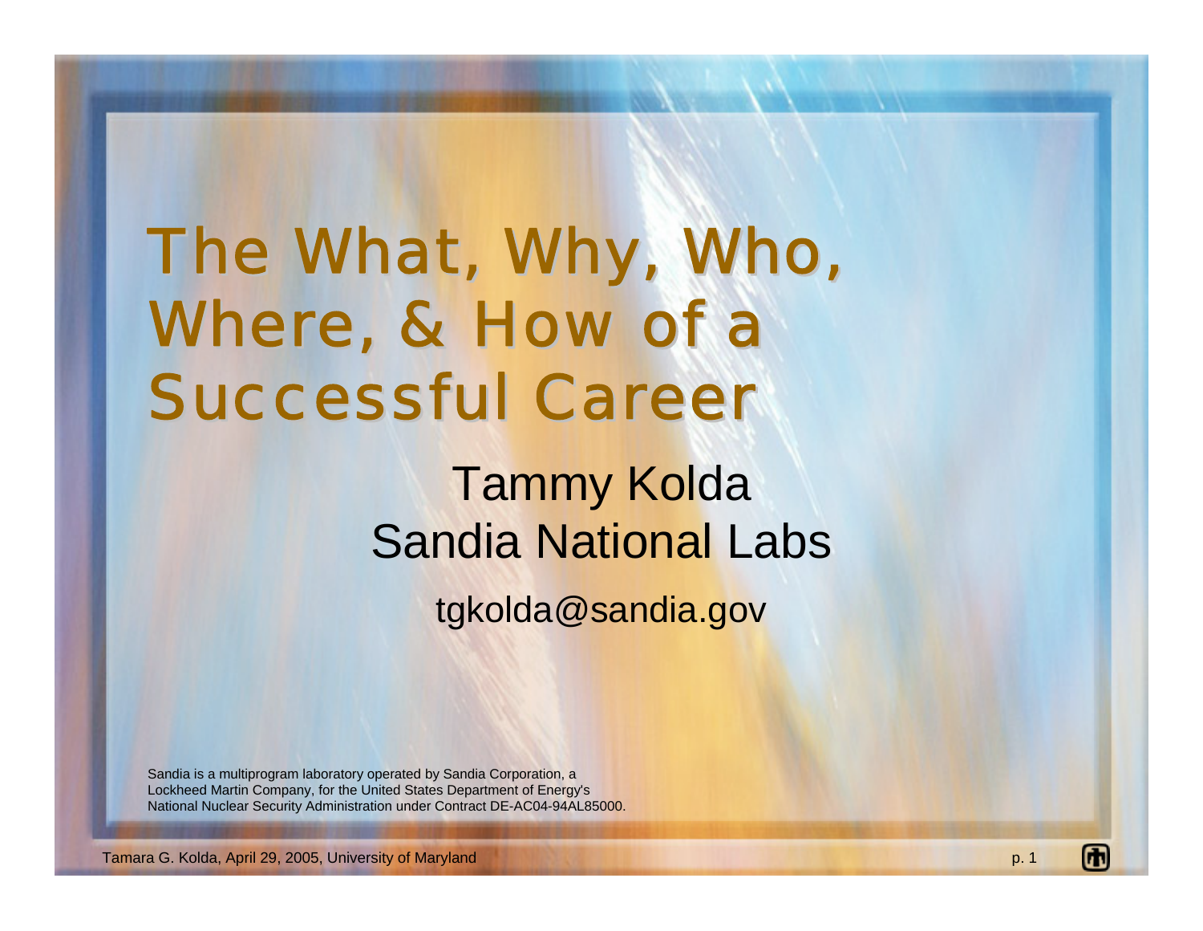# The What, Why, Who, Where, & How of a Successful Career

Tammy Kolda
Sandia National Labs

tgkolda@sandia.gov

Sandia is a multiprogram laboratory operated by Sandia Corporation, a Lockheed Martin Company, for the United States Department of Energy's National Nuclear Security Administration under Contract DE-AC04-94AL85000.

Tamara G. Kolda, April 29, 2005, University of Maryland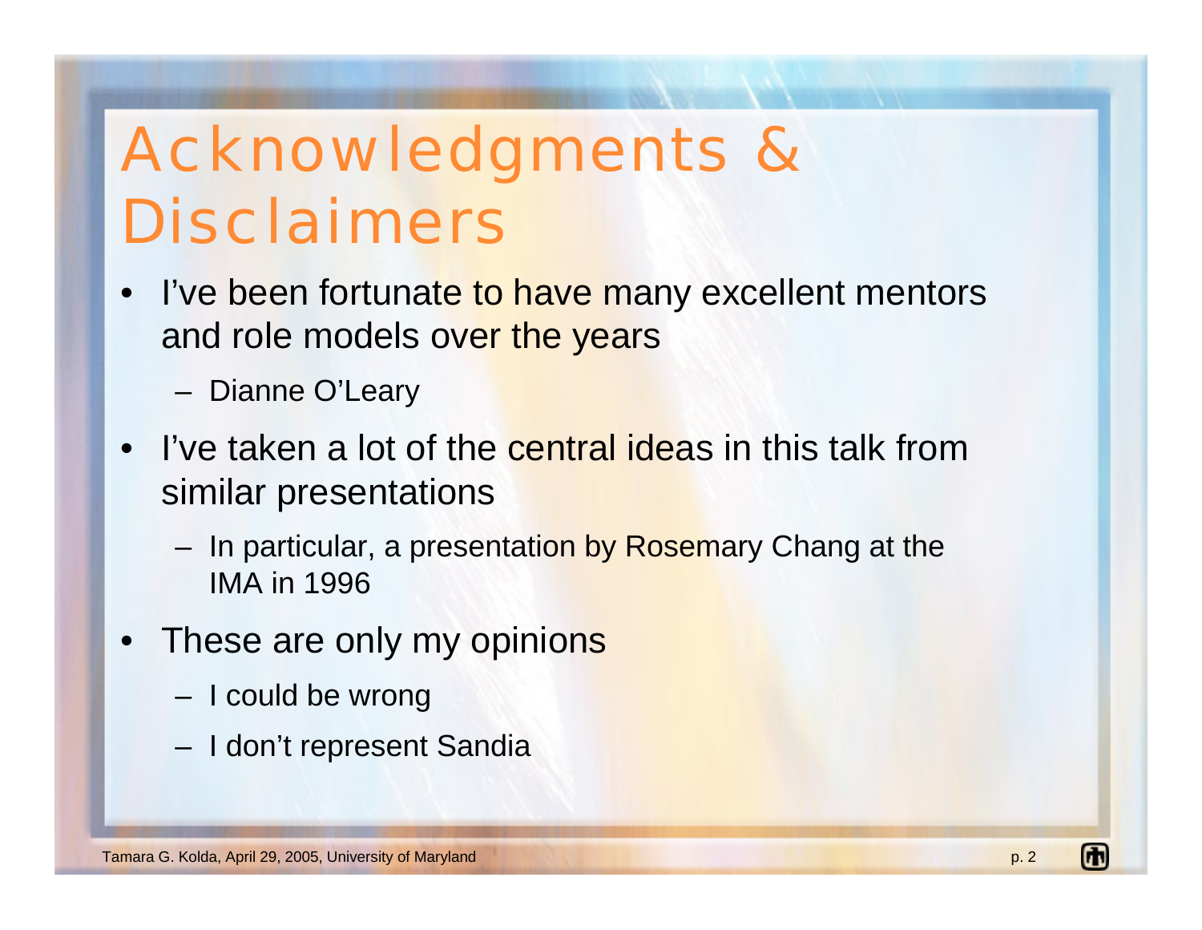# Acknowledgments & Disclaimers

- I've been fortunate to have many excellent mentors and role models over the years
  - Dianne O'Leary
- I've taken a lot of the central ideas in this talk from similar presentations
  - In particular, a presentation by Rosemary Chang at the IMA in 1996
- These are only my opinions
  - I could be wrong
  - I don't represent Sandia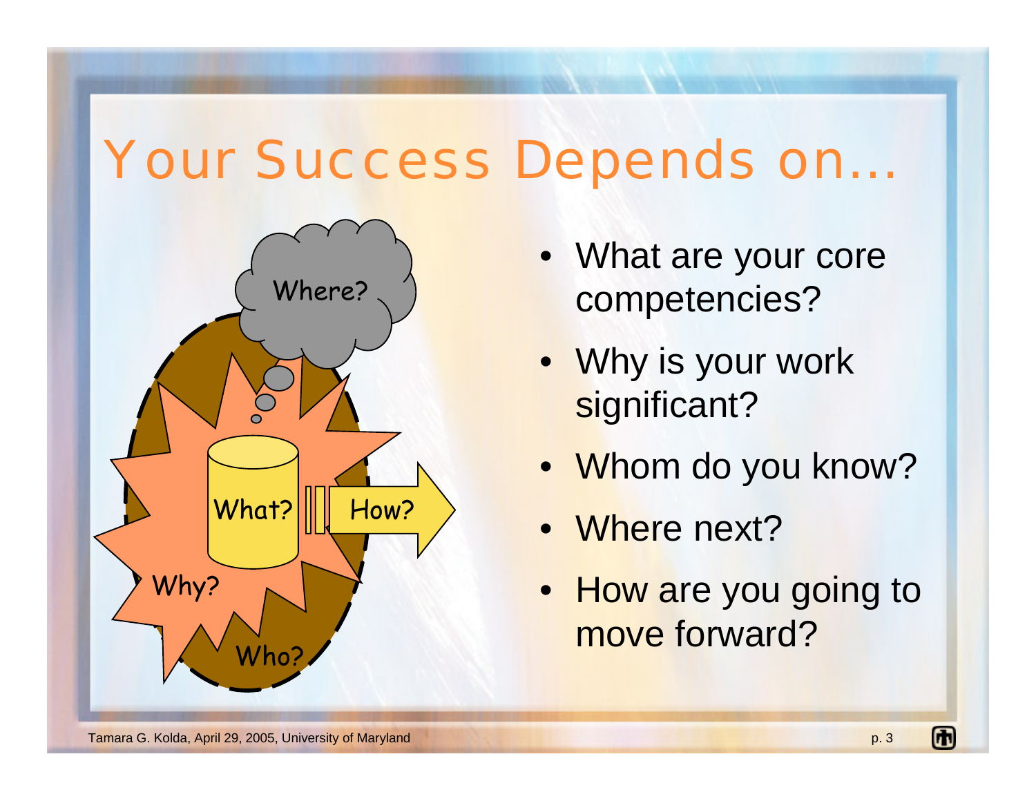# Your Success Depends on…

Where?

What?

How?

Why?

Who?

- What are your core competencies?
- Why is your work significant?
- Whom do you know?
- Where next?
- How are you going to move forward?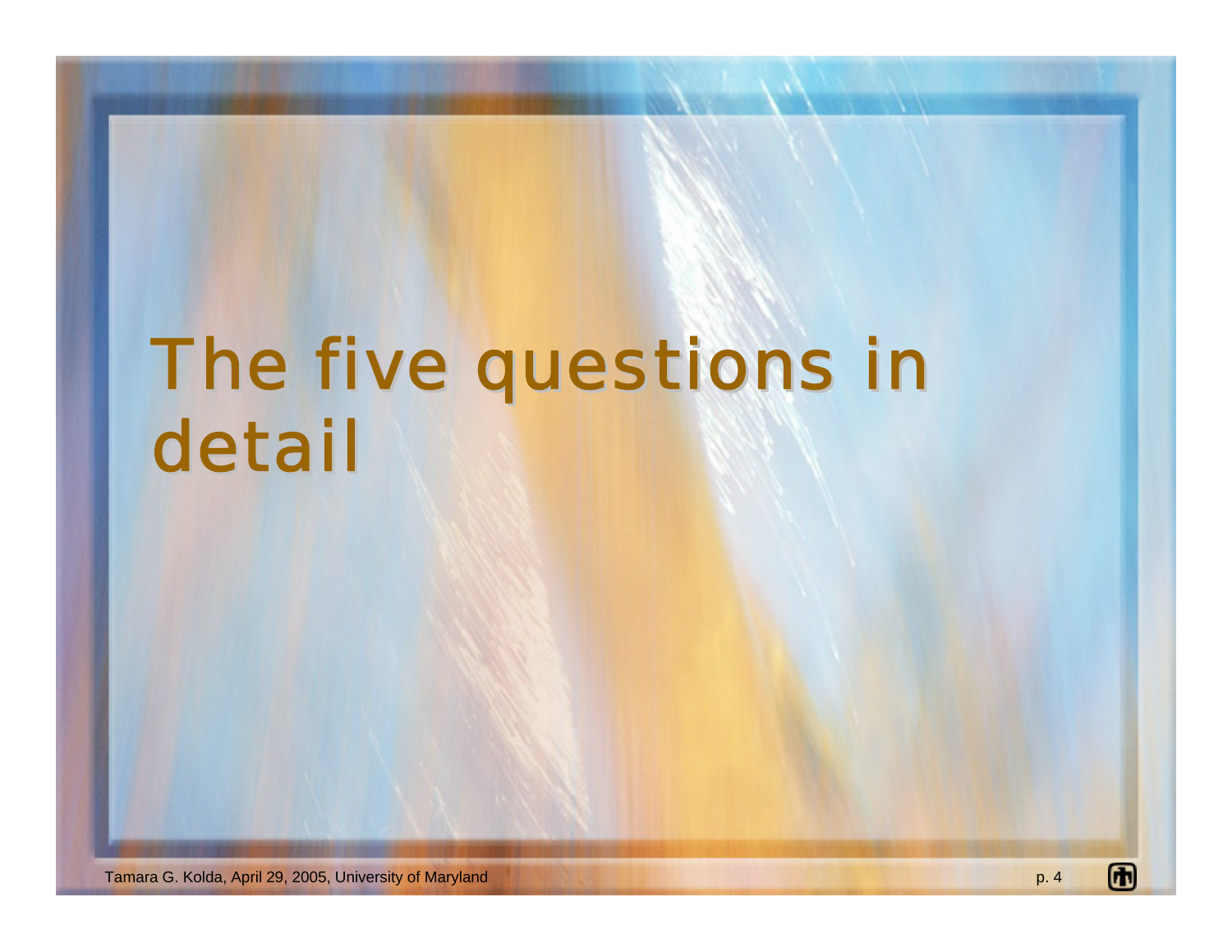# The five questions in detail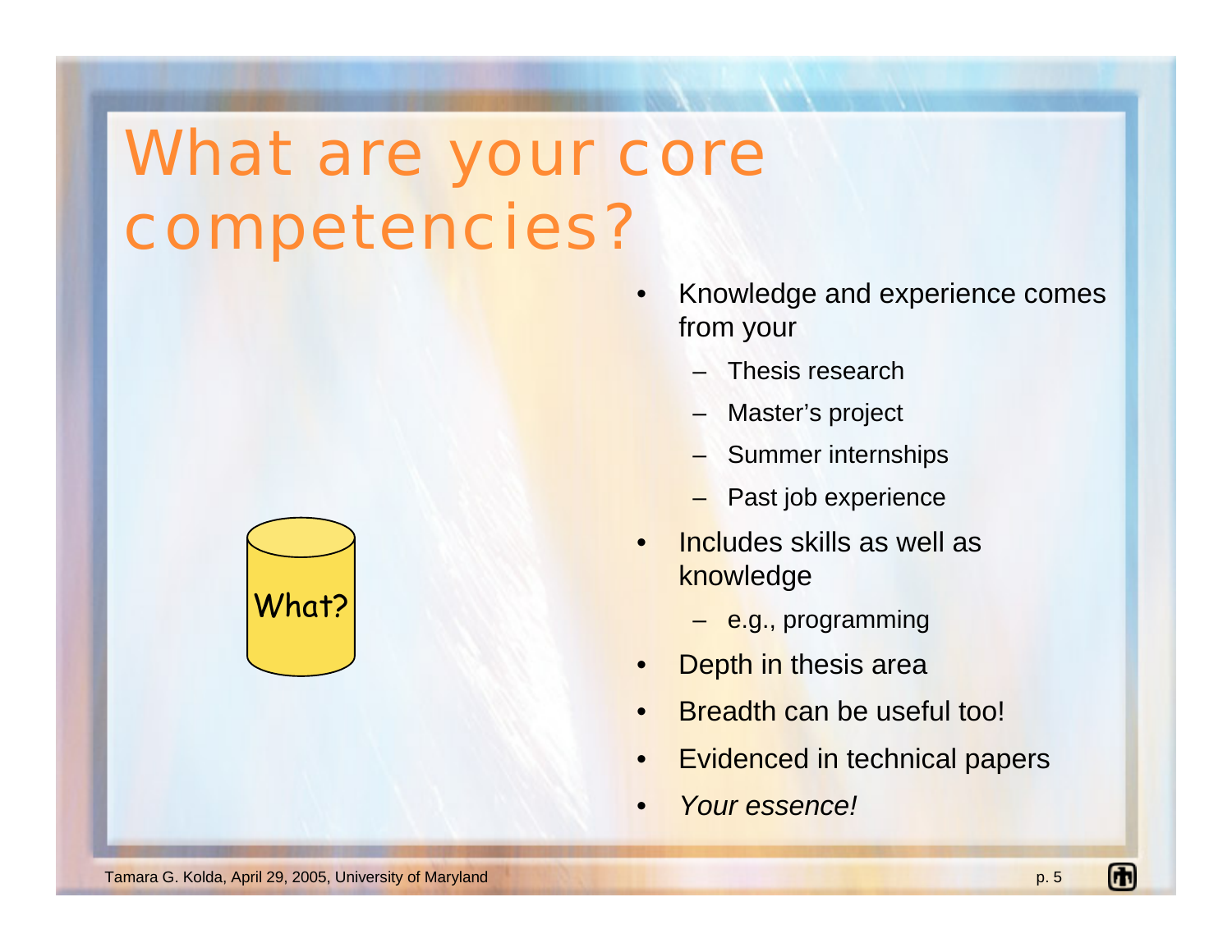# What are your core competencies?

What?

- Knowledge and experience comes from your
  - Thesis research
  - Master's project
  - Summer internships
  - Past job experience
- Includes skills as well as knowledge
  - e.g., programming
- Depth in thesis area
- Breadth can be useful too!
- Evidenced in technical papers
- *Your essence!*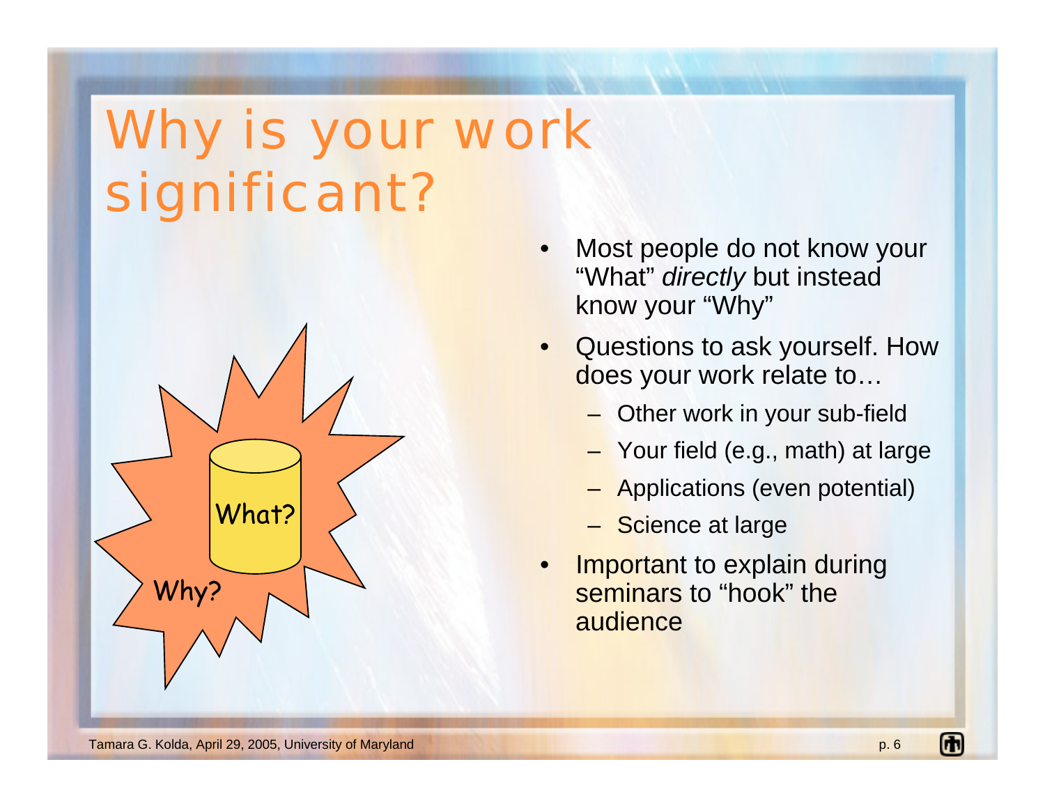# Why is your work significant?

What?

Why?

- Most people do not know your "What" *directly* but instead know your "Why"
- Questions to ask yourself. How does your work relate to…
  - Other work in your sub-field
  - Your field (e.g., math) at large
  - Applications (even potential)
  - Science at large
- Important to explain during seminars to "hook" the audience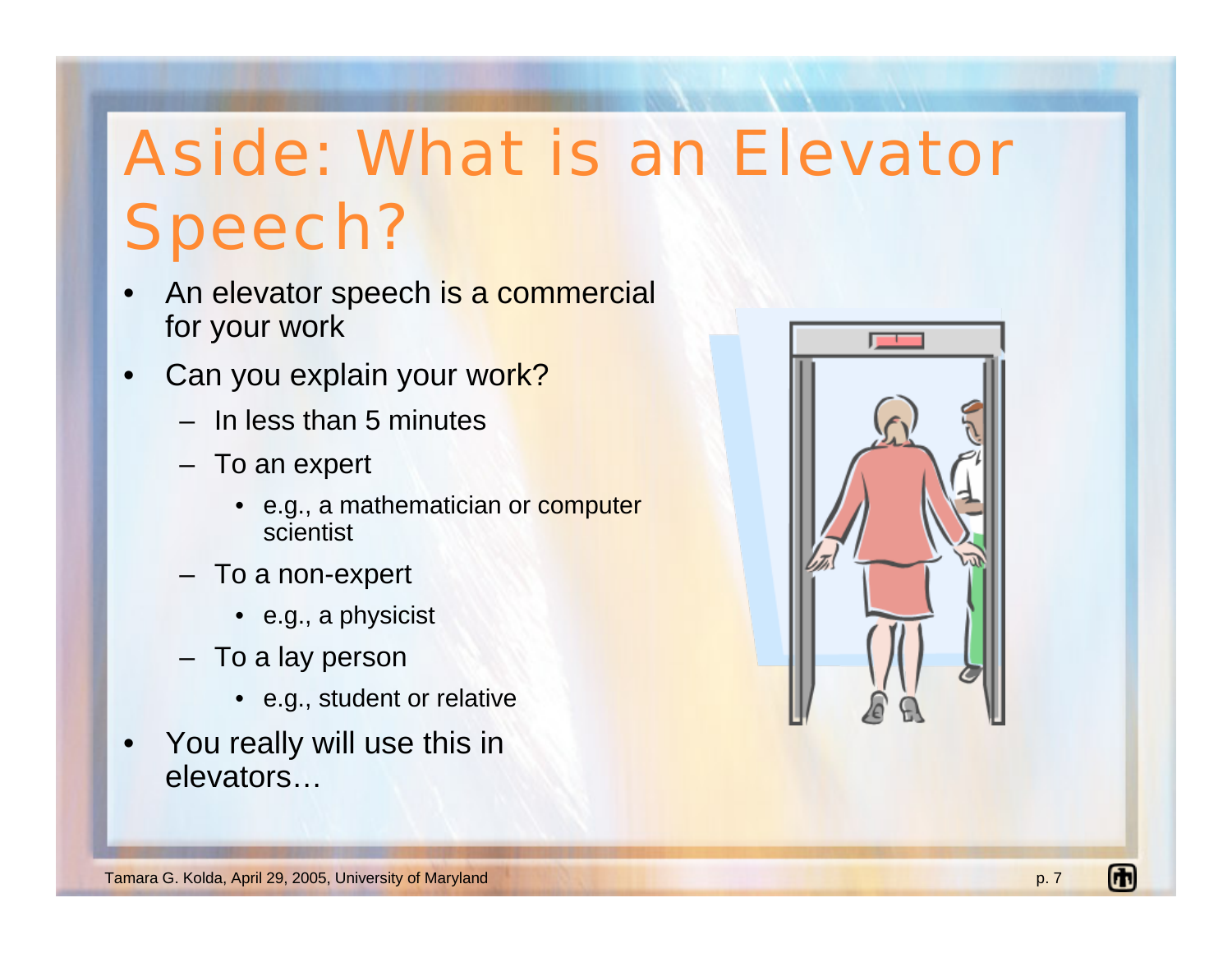# Aside: What is an Elevator Speech?

- An elevator speech is a commercial for your work
- Can you explain your work?
  - In less than 5 minutes
  - To an expert
    - e.g., a mathematician or computer scientist
  - To a non-expert
    - e.g., a physicist
  - To a lay person
    - e.g., student or relative
- You really will use this in elevators…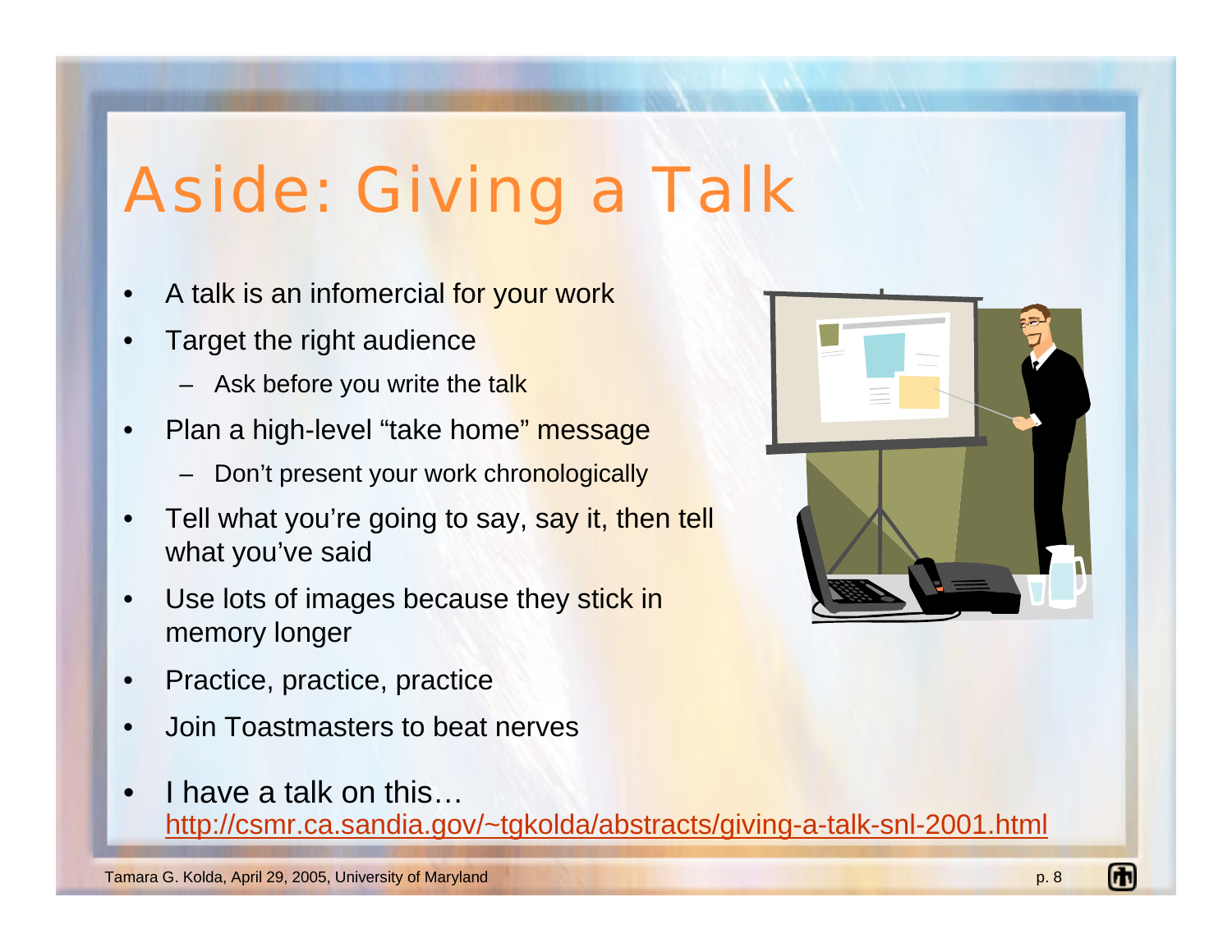# Aside: Giving a Talk

- A talk is an infomercial for your work
- Target the right audience
  - Ask before you write the talk
- Plan a high-level “take home” message
  - Don’t present your work chronologically
- Tell what you’re going to say, say it, then tell what you’ve said
- Use lots of images because they stick in memory longer
- Practice, practice, practice
- Join Toastmasters to beat nerves
- I have a talk on this… http://csmr.ca.sandia.gov/~tgkolda/abstracts/giving-a-talk-snl-2001.html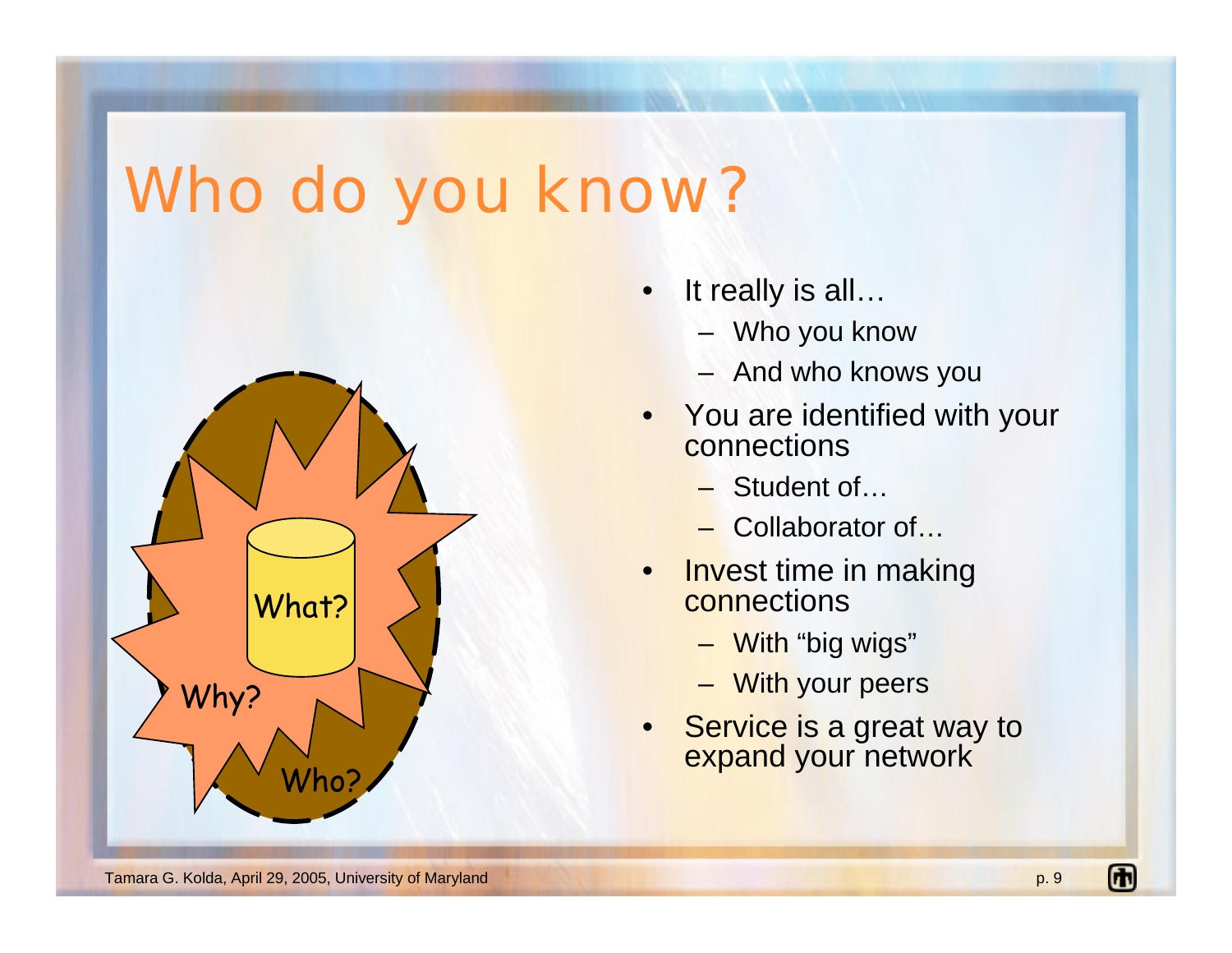# Who do you know?

What?

Why?

Who?

- It really is all…
  - Who you know
  - And who knows you
- You are identified with your connections
  - Student of…
  - Collaborator of…
- Invest time in making connections
  - With "big wigs"
  - With your peers
- Service is a great way to expand your network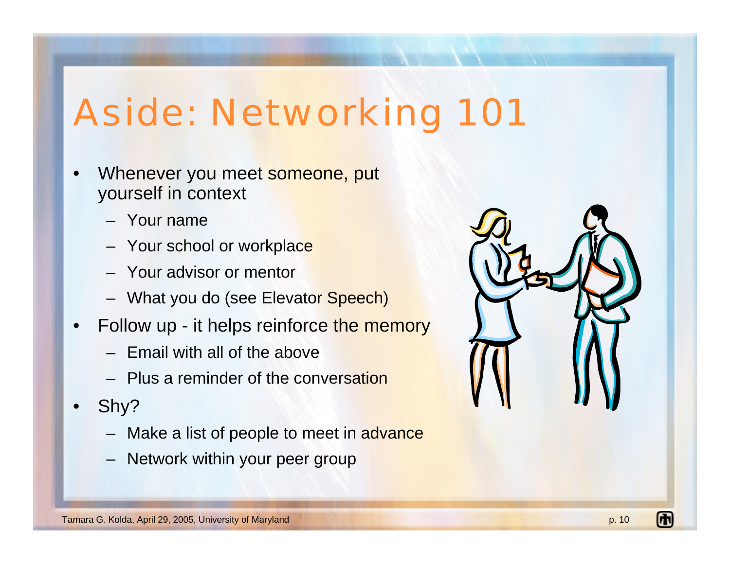# Aside: Networking 101

- Whenever you meet someone, put yourself in context
  - Your name
  - Your school or workplace
  - Your advisor or mentor
  - What you do (see Elevator Speech)
- Follow up - it helps reinforce the memory
  - Email with all of the above
  - Plus a reminder of the conversation
- Shy?
  - Make a list of people to meet in advance
  - Network within your peer group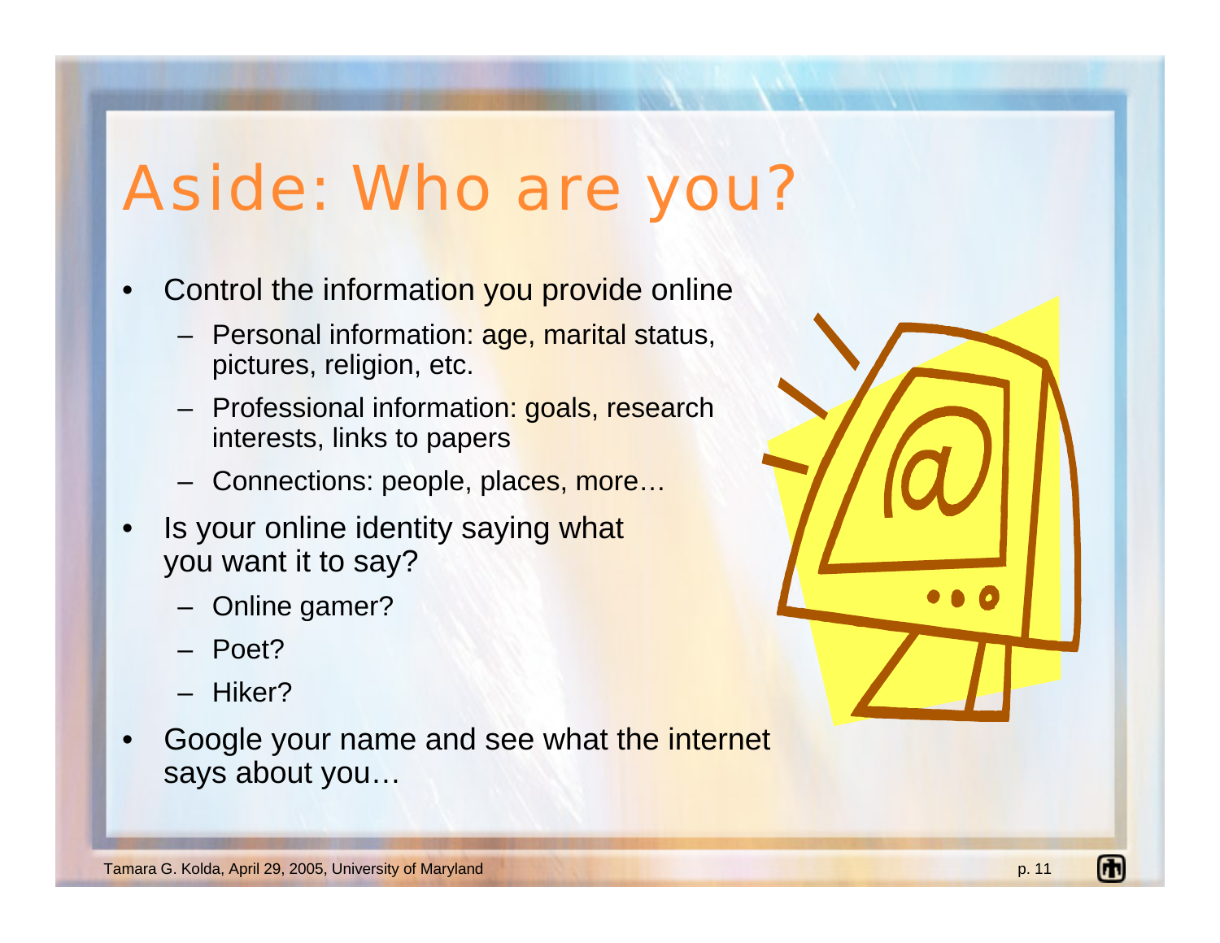# Aside: Who are you?

- Control the information you provide online
  - Personal information: age, marital status, pictures, religion, etc.
  - Professional information: goals, research interests, links to papers
  - Connections: people, places, more…
- Is your online identity saying what you want it to say?
  - Online gamer?
  - Poet?
  - Hiker?
- Google your name and see what the internet says about you…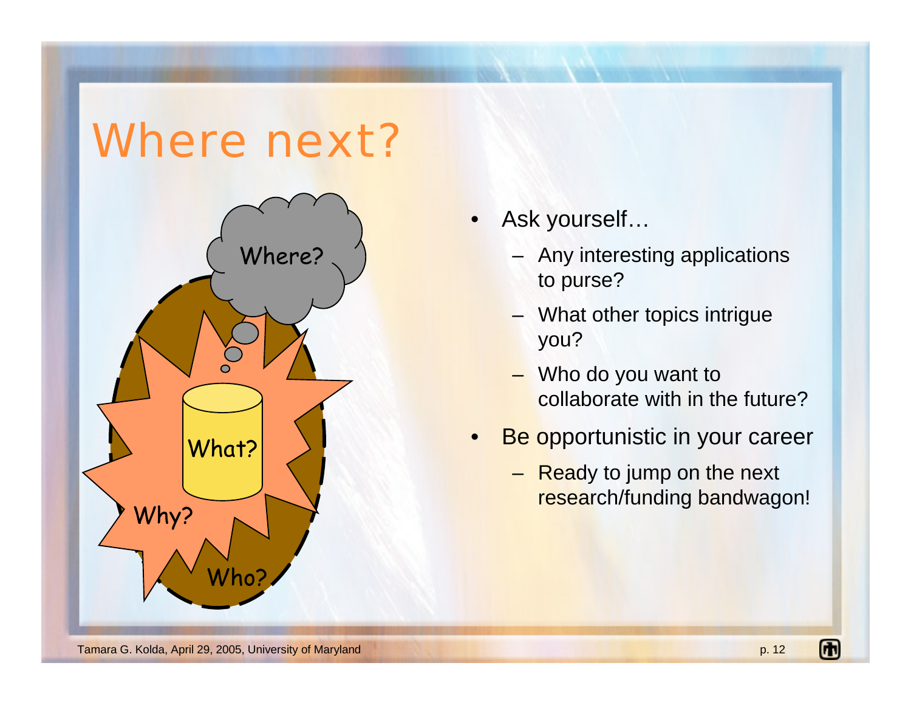# Where next?

- Ask yourself…
  - Any interesting applications to purse?
  - What other topics intrigue you?
  - Who do you want to collaborate with in the future?
- Be opportunistic in your career
  - Ready to jump on the next research/funding bandwagon!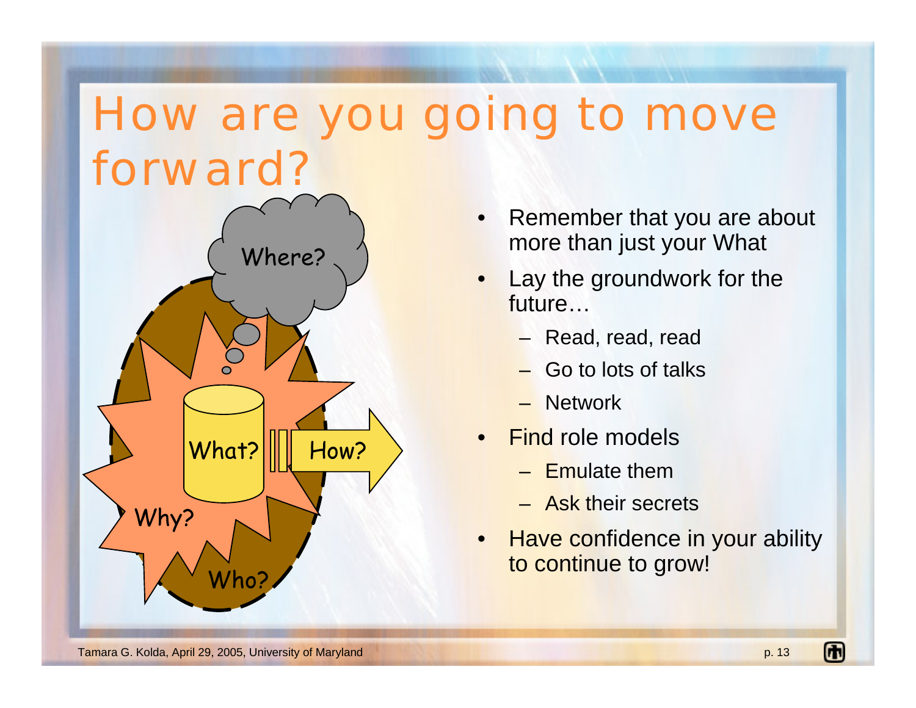# How are you going to move forward?

Where?

What?

How?

Why?

Who?

- Remember that you are about more than just your What
- Lay the groundwork for the future…
  - Read, read, read
  - Go to lots of talks
  - Network
- Find role models
  - Emulate them
  - Ask their secrets
- Have confidence in your ability to continue to grow!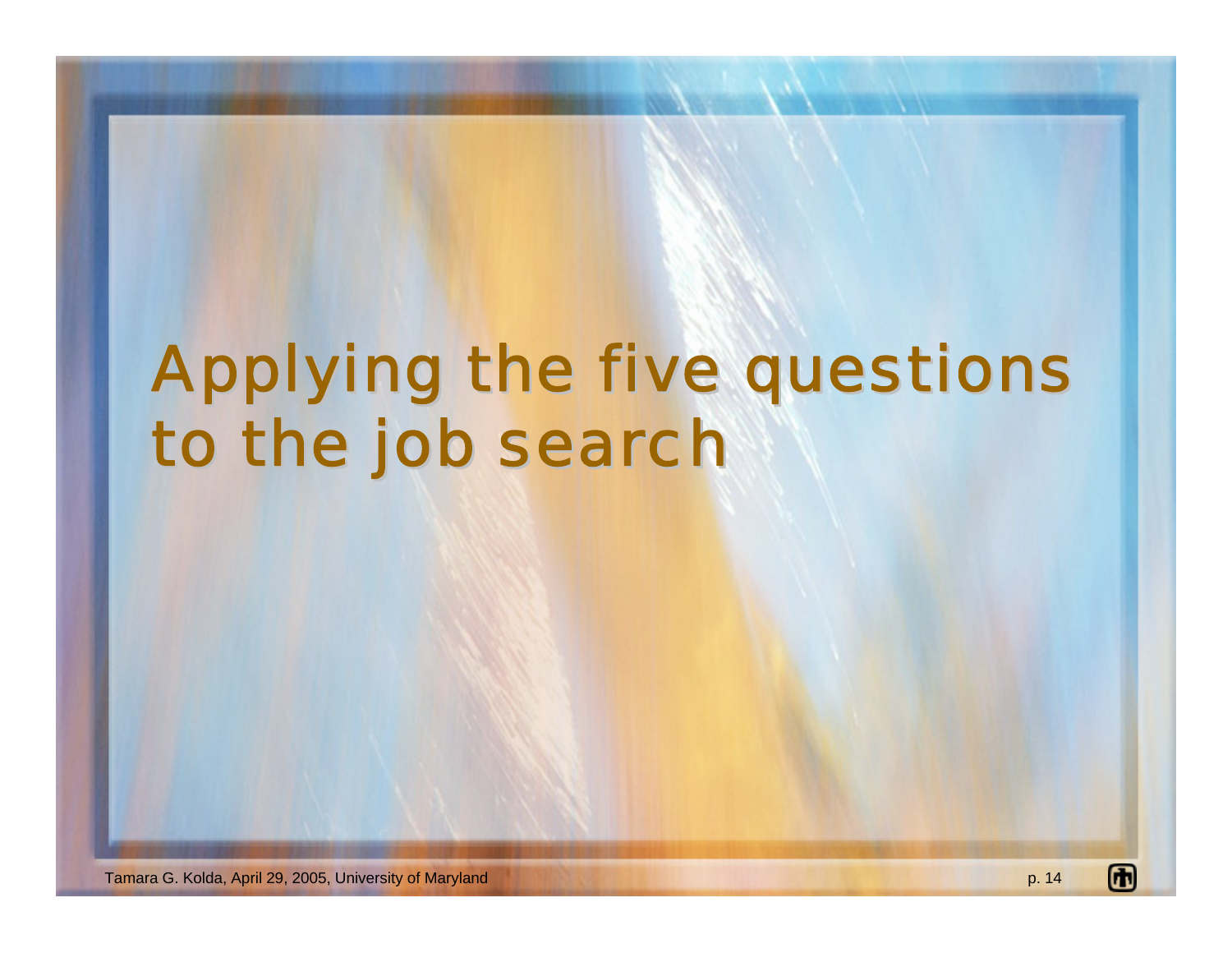# Applying the five questions to the job search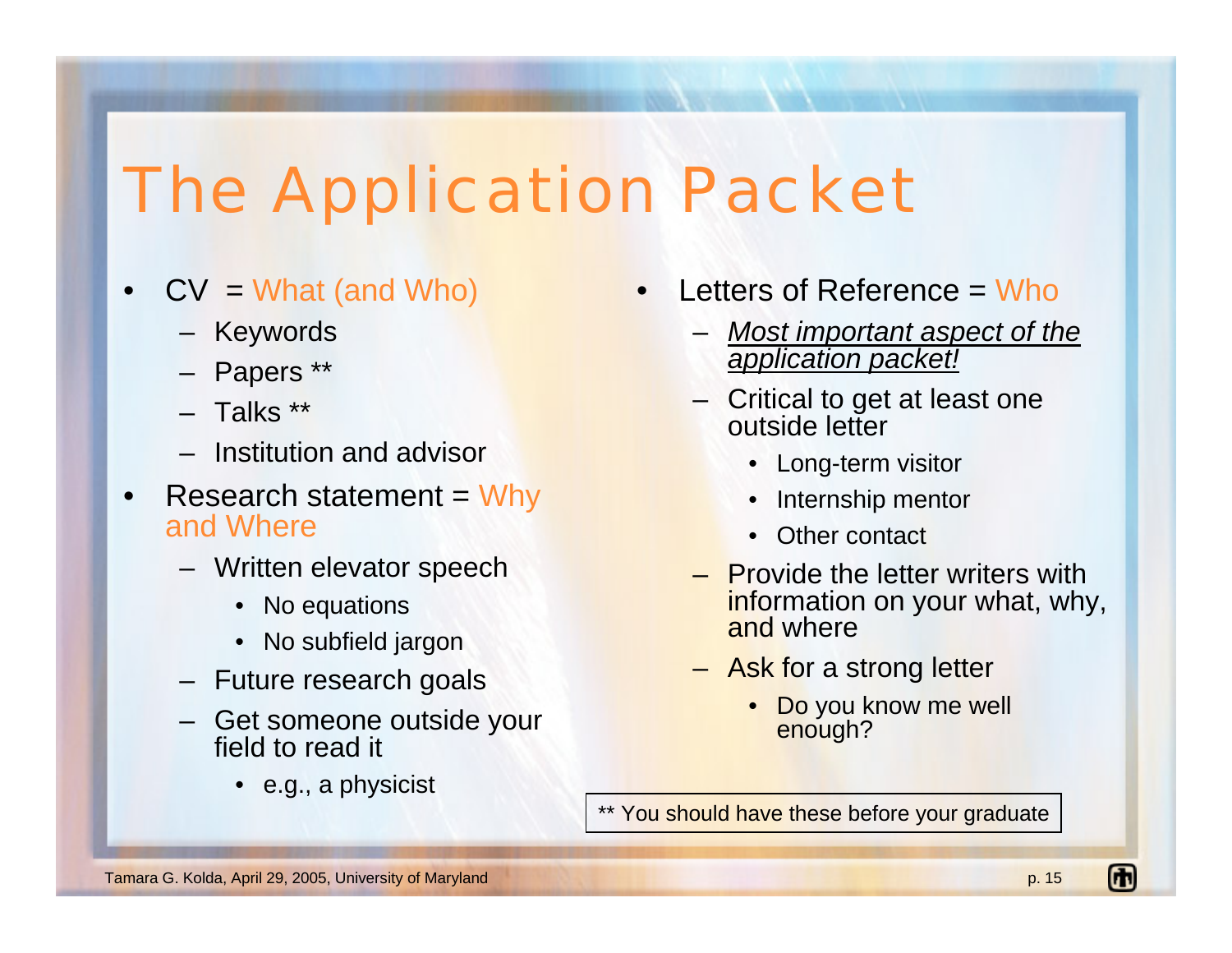# The Application Packet

- CV = What (and Who)
  - Keywords
  - Papers **
  - Talks **
  - Institution and advisor
- Research statement = Why and Where
  - Written elevator speech
    - No equations
    - No subfield jargon
  - Future research goals
  - Get someone outside your field to read it
    - e.g., a physicist
- Letters of Reference = Who
  - <u>*Most important aspect of the application packet!*</u>
  - Critical to get at least one outside letter
    - Long-term visitor
    - Internship mentor
    - Other contact
  - Provide the letter writers with information on your what, why, and where
  - Ask for a strong letter
    - Do you know me well enough?

** You should have these before your graduate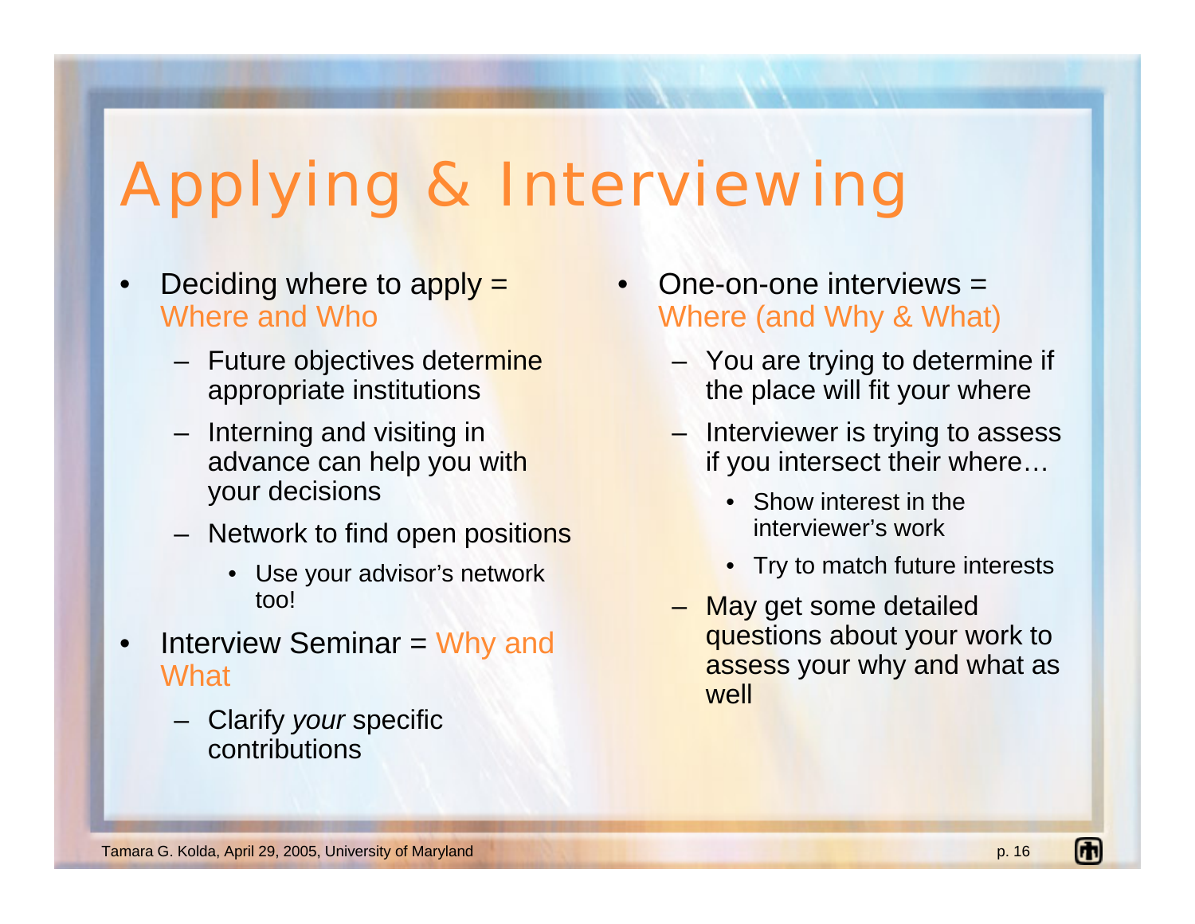# Applying & Interviewing

- Deciding where to apply = Where and Who
  - Future objectives determine appropriate institutions
  - Interning and visiting in advance can help you with your decisions
  - Network to find open positions
    - Use your advisor's network too!
- Interview Seminar = Why and What
  - Clarify *your* specific contributions
- One-on-one interviews = Where (and Why & What)
  - You are trying to determine if the place will fit your where
  - Interviewer is trying to assess if you intersect their where…
    - Show interest in the interviewer's work
    - Try to match future interests
  - May get some detailed questions about your work to assess your why and what as well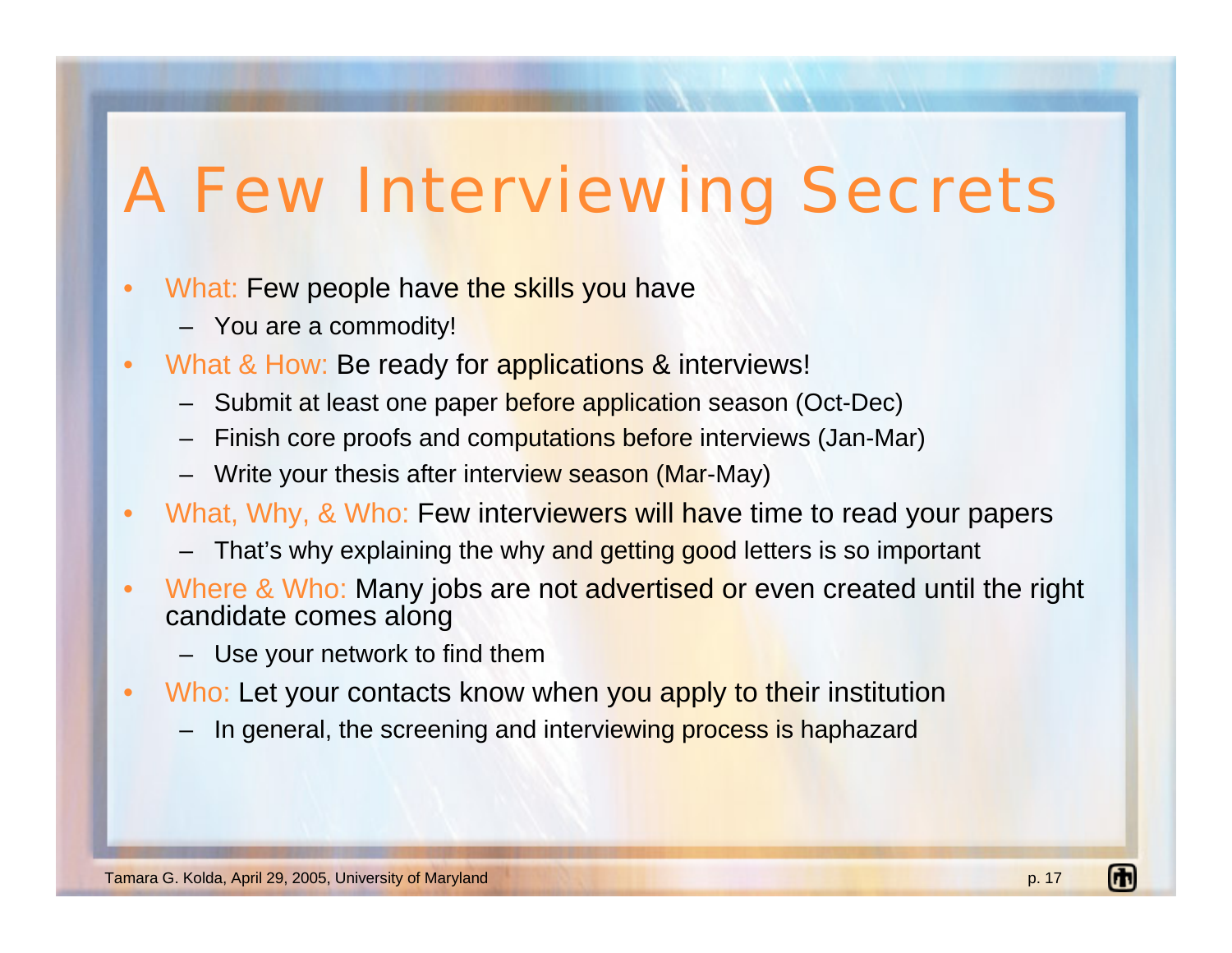# A Few Interviewing Secrets

- What: Few people have the skills you have
  - You are a commodity!
- What & How: Be ready for applications & interviews!
  - Submit at least one paper before application season (Oct-Dec)
  - Finish core proofs and computations before interviews (Jan-Mar)
  - Write your thesis after interview season (Mar-May)
- What, Why, & Who: Few interviewers will have time to read your papers
  - That's why explaining the why and getting good letters is so important
- Where & Who: Many jobs are not advertised or even created until the right candidate comes along
  - Use your network to find them
- Who: Let your contacts know when you apply to their institution
  - In general, the screening and interviewing process is haphazard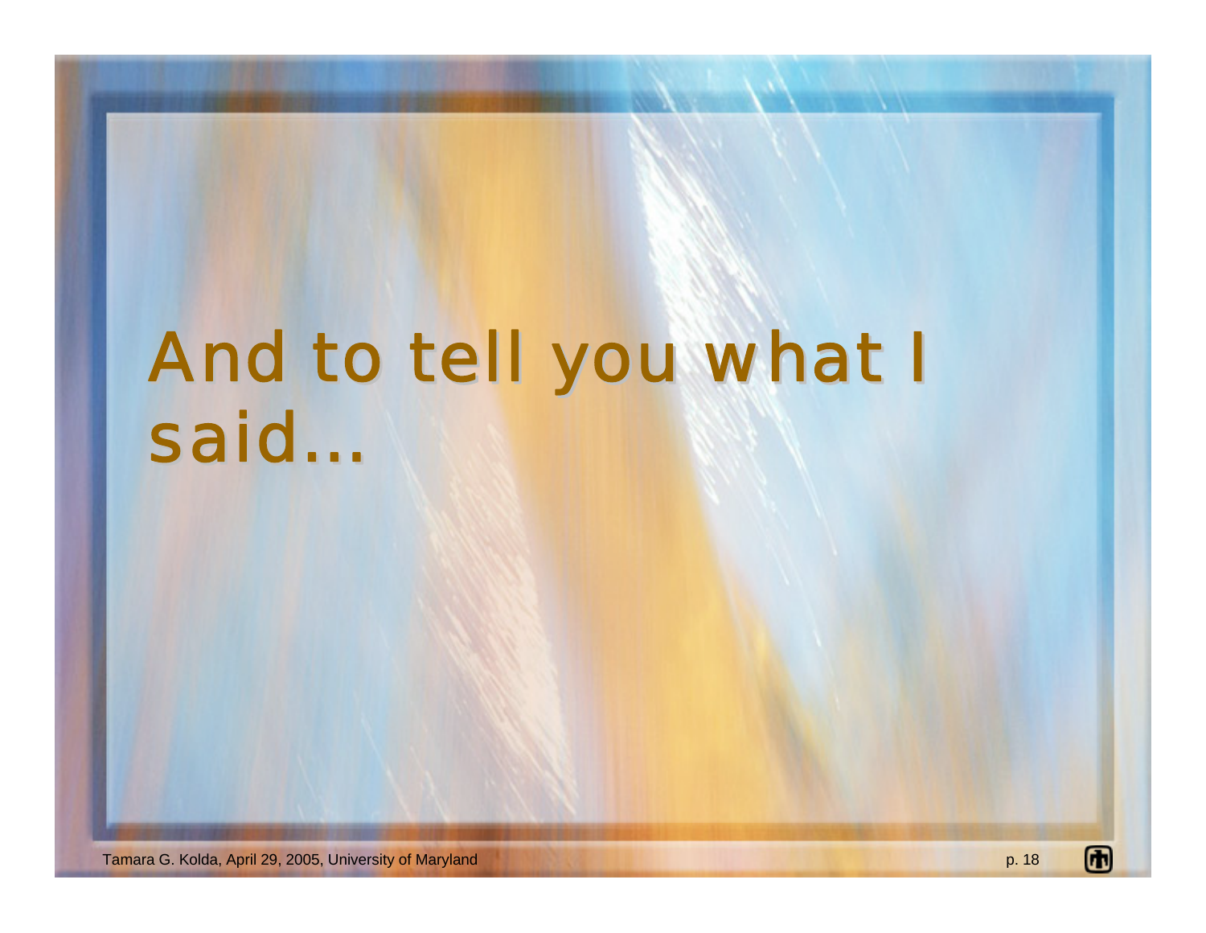# And to tell you what I said…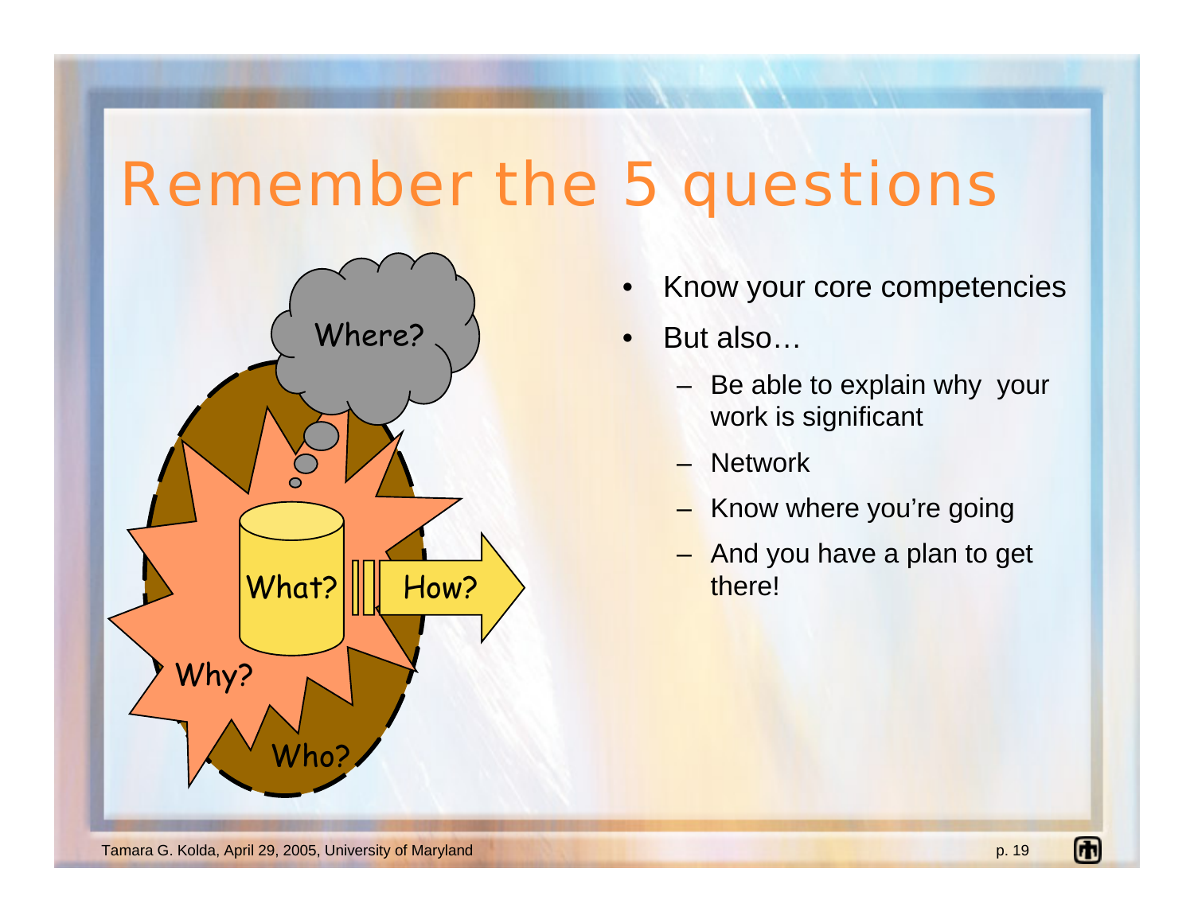# Remember the 5 questions

Where?

What?

How?

Why?

Who?

- Know your core competencies
- But also…
  - Be able to explain why your work is significant
  - Network
  - Know where you're going
  - And you have a plan to get there!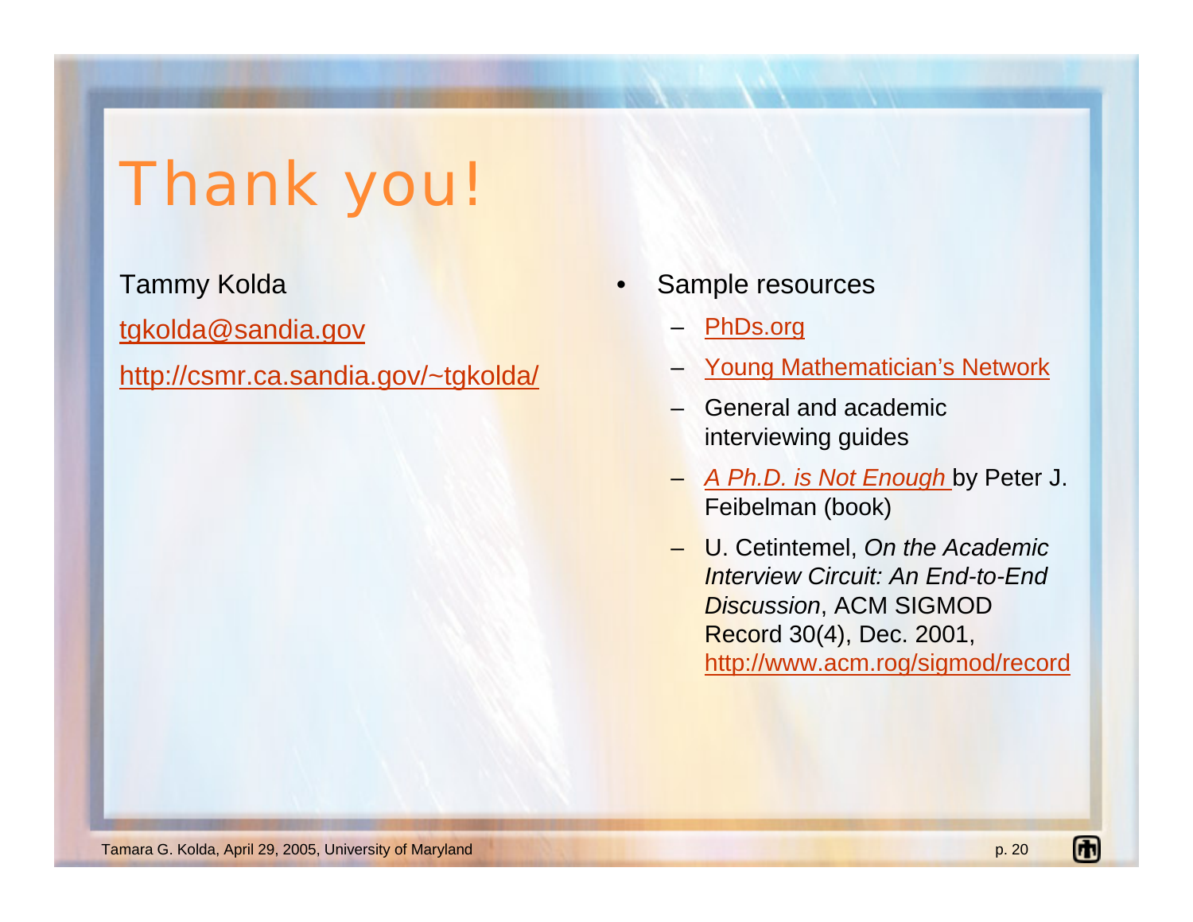# Thank you!

Tammy Kolda

tgkolda@sandia.gov

http://csmr.ca.sandia.gov/~tgkolda/

- Sample resources
  - PhDs.org
  - Young Mathematician's Network
  - General and academic interviewing guides
  - *A Ph.D. is Not Enough* by Peter J. Feibelman (book)
  - U. Cetintemel, *On the Academic Interview Circuit: An End-to-End Discussion*, ACM SIGMOD Record 30(4), Dec. 2001, http://www.acm.rog/sigmod/record